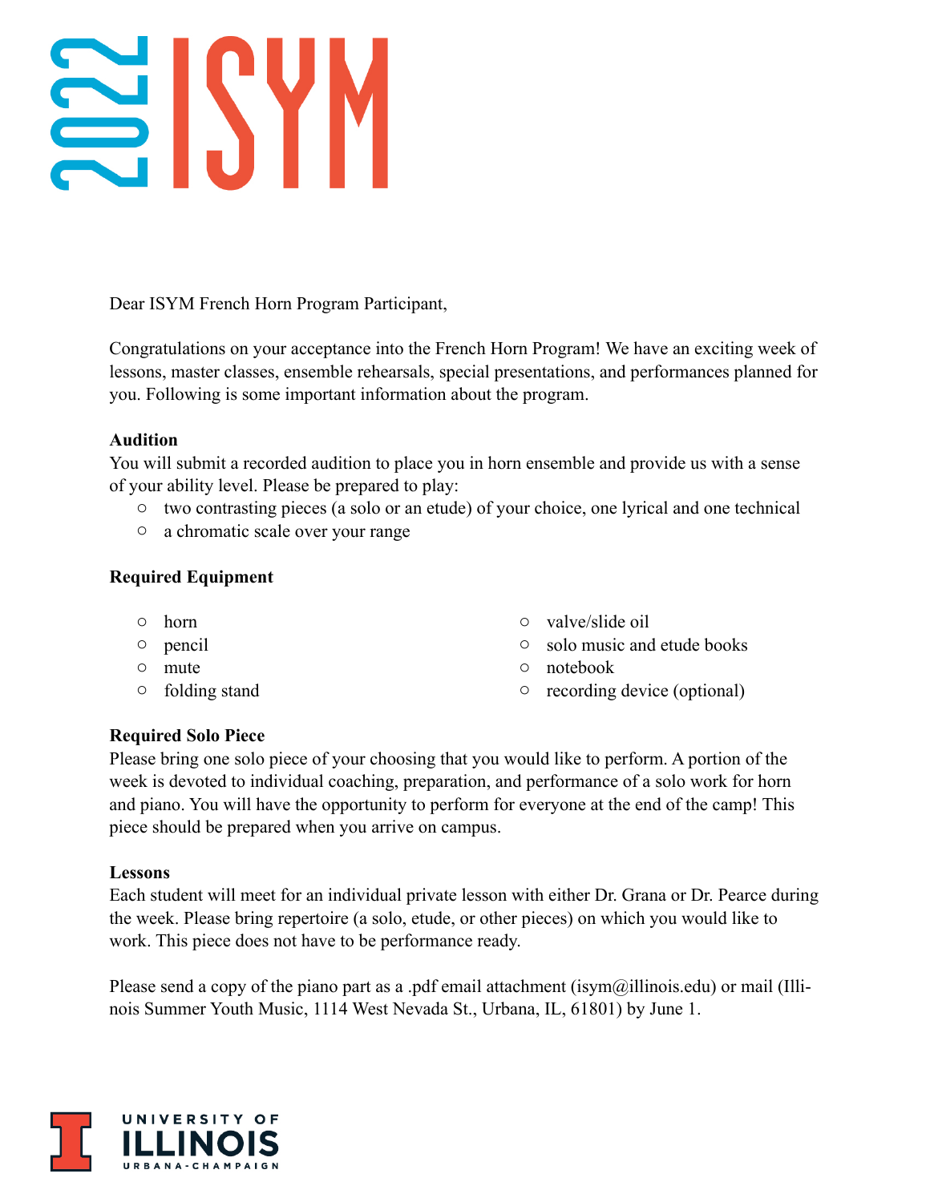2022 ISYM

Dear ISYM French Horn Program Participant,

Congratulations on your acceptance into the French Horn Program! We have an exciting week of lessons, master classes, ensemble rehearsals, special presentations, and performances planned for you. Following is some important information about the program.

**Audition**

You will submit a recorded audition to place you in horn ensemble and provide us with a sense of your ability level. Please be prepared to play:

- two contrasting pieces (a solo or an etude) of your choice, one lyrical and one technical
- a chromatic scale over your range

**Required Equipment**

- horn
- pencil
- mute
- folding stand
- valve/slide oil
- solo music and etude books
- notebook
- recording device (optional)

**Required Solo Piece**

Please bring one solo piece of your choosing that you would like to perform. A portion of the week is devoted to individual coaching, preparation, and performance of a solo work for horn and piano. You will have the opportunity to perform for everyone at the end of the camp! This piece should be prepared when you arrive on campus.

**Lessons**

Each student will meet for an individual private lesson with either Dr. Grana or Dr. Pearce during the week. Please bring repertoire (a solo, etude, or other pieces) on which you would like to work. This piece does not have to be performance ready.

Please send a copy of the piano part as a .pdf email attachment (isym@illinois.edu) or mail (Illinois Summer Youth Music, 1114 West Nevada St., Urbana, IL, 61801) by June 1.

UNIVERSITY OF ILLINOIS URBANA-CHAMPAIGN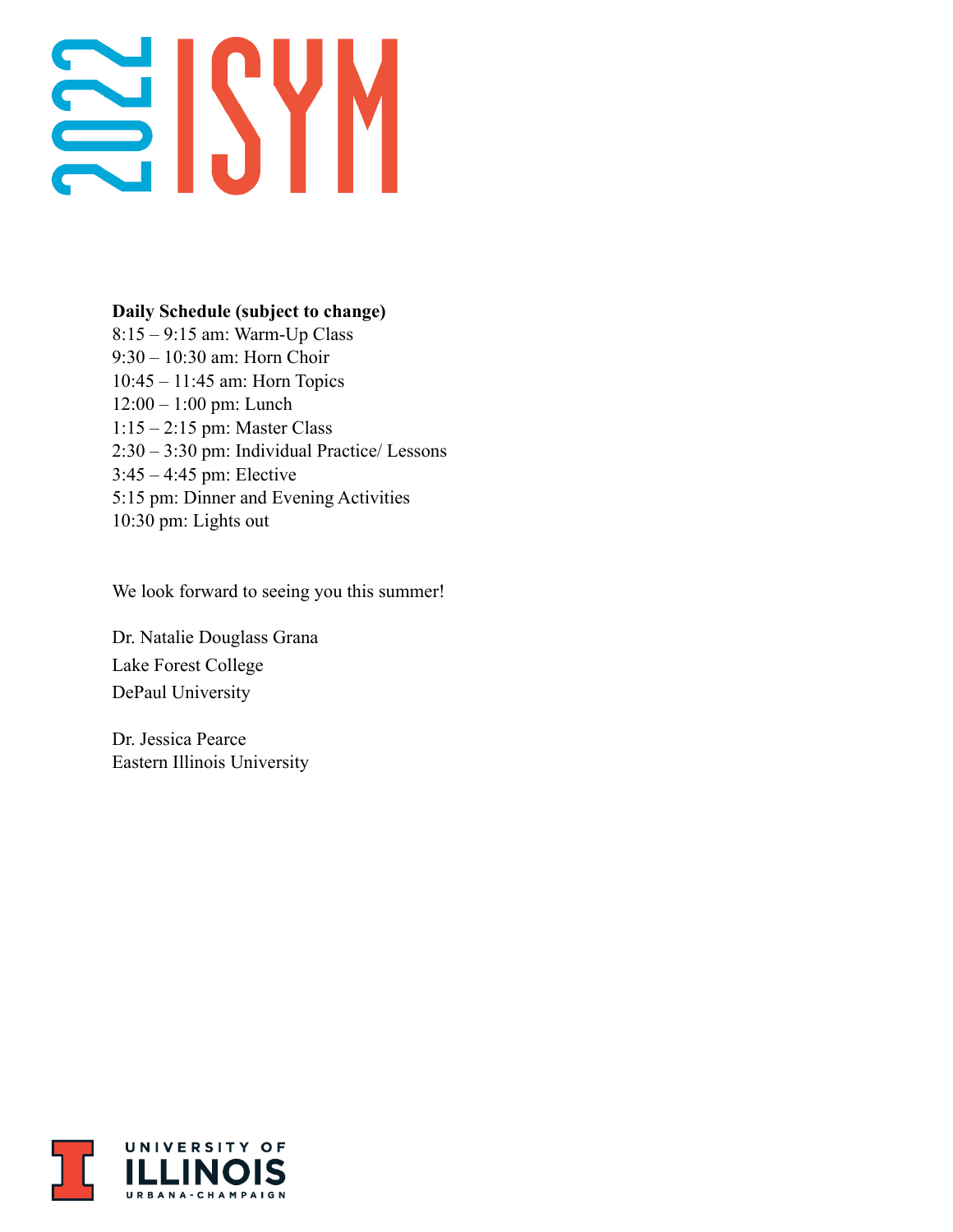2022 ISYM

**Daily Schedule (subject to change)**
8:15 – 9:15 am: Warm-Up Class
9:30 – 10:30 am: Horn Choir
10:45 – 11:45 am: Horn Topics
12:00 – 1:00 pm: Lunch
1:15 – 2:15 pm: Master Class
2:30 – 3:30 pm: Individual Practice/ Lessons
3:45 – 4:45 pm: Elective
5:15 pm: Dinner and Evening Activities
10:30 pm: Lights out

We look forward to seeing you this summer!

Dr. Natalie Douglass Grana
Lake Forest College
DePaul University

Dr. Jessica Pearce
Eastern Illinois University

UNIVERSITY OF ILLINOIS URBANA-CHAMPAIGN